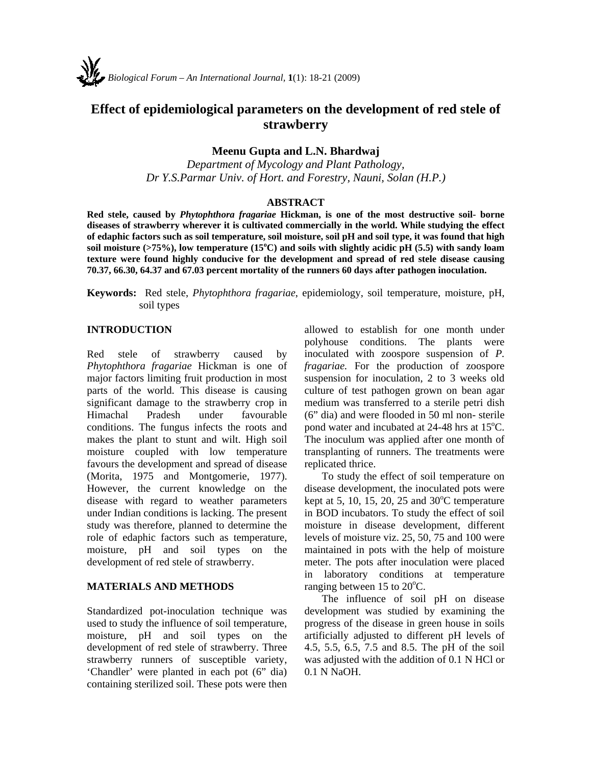# Effect of epidemiological parameters on the development of red stele of strawberry

**Meenu Gupta and L.N. Bhardwaj**

*Department of Mycology and Plant Pathology, Dr Y.S.Parmar Univ. of Hort. and Forestry, Nauni, Solan (H.P.)*

## ABSTRACT

**Red stele, caused by *Phytophthora fragariae* Hickman, is one of the most destructive soil- borne diseases of strawberry wherever it is cultivated commercially in the world. While studying the effect of edaphic factors such as soil temperature, soil moisture, soil pH and soil type, it was found that high soil moisture (>75%), low temperature (15°C) and soils with slightly acidic pH (5.5) with sandy loam texture were found highly conducive for the development and spread of red stele disease causing 70.37, 66.30, 64.37 and 67.03 percent mortality of the runners 60 days after pathogen inoculation.**

**Keywords:** Red stele, *Phytophthora fragariae*, epidemiology, soil temperature, moisture, pH, soil types

## INTRODUCTION

Red stele of strawberry caused by *Phytophthora fragariae* Hickman is one of major factors limiting fruit production in most parts of the world. This disease is causing significant damage to the strawberry crop in Himachal Pradesh under favourable conditions. The fungus infects the roots and makes the plant to stunt and wilt. High soil moisture coupled with low temperature favours the development and spread of disease (Morita, 1975 and Montgomerie, 1977). However, the current knowledge on the disease with regard to weather parameters under Indian conditions is lacking. The present study was therefore, planned to determine the role of edaphic factors such as temperature, moisture, pH and soil types on the development of red stele of strawberry.

## MATERIALS AND METHODS

Standardized pot-inoculation technique was used to study the influence of soil temperature, moisture, pH and soil types on the development of red stele of strawberry. Three strawberry runners of susceptible variety, 'Chandler' were planted in each pot (6" dia) containing sterilized soil. These pots were then allowed to establish for one month under polyhouse conditions. The plants were inoculated with zoospore suspension of *P. fragariae.* For the production of zoospore suspension for inoculation, 2 to 3 weeks old culture of test pathogen grown on bean agar medium was transferred to a sterile petri dish (6" dia) and were flooded in 50 ml non- sterile pond water and incubated at 24-48 hrs at 15°C. The inoculum was applied after one month of transplanting of runners. The treatments were replicated thrice.

To study the effect of soil temperature on disease development, the inoculated pots were kept at 5, 10, 15, 20, 25 and 30°C temperature in BOD incubators. To study the effect of soil moisture in disease development, different levels of moisture viz. 25, 50, 75 and 100 were maintained in pots with the help of moisture meter. The pots after inoculation were placed in laboratory conditions at temperature ranging between 15 to 20°C.

The influence of soil pH on disease development was studied by examining the progress of the disease in green house in soils artificially adjusted to different pH levels of 4.5, 5.5, 6.5, 7.5 and 8.5. The pH of the soil was adjusted with the addition of 0.1 N HCl or 0.1 N NaOH.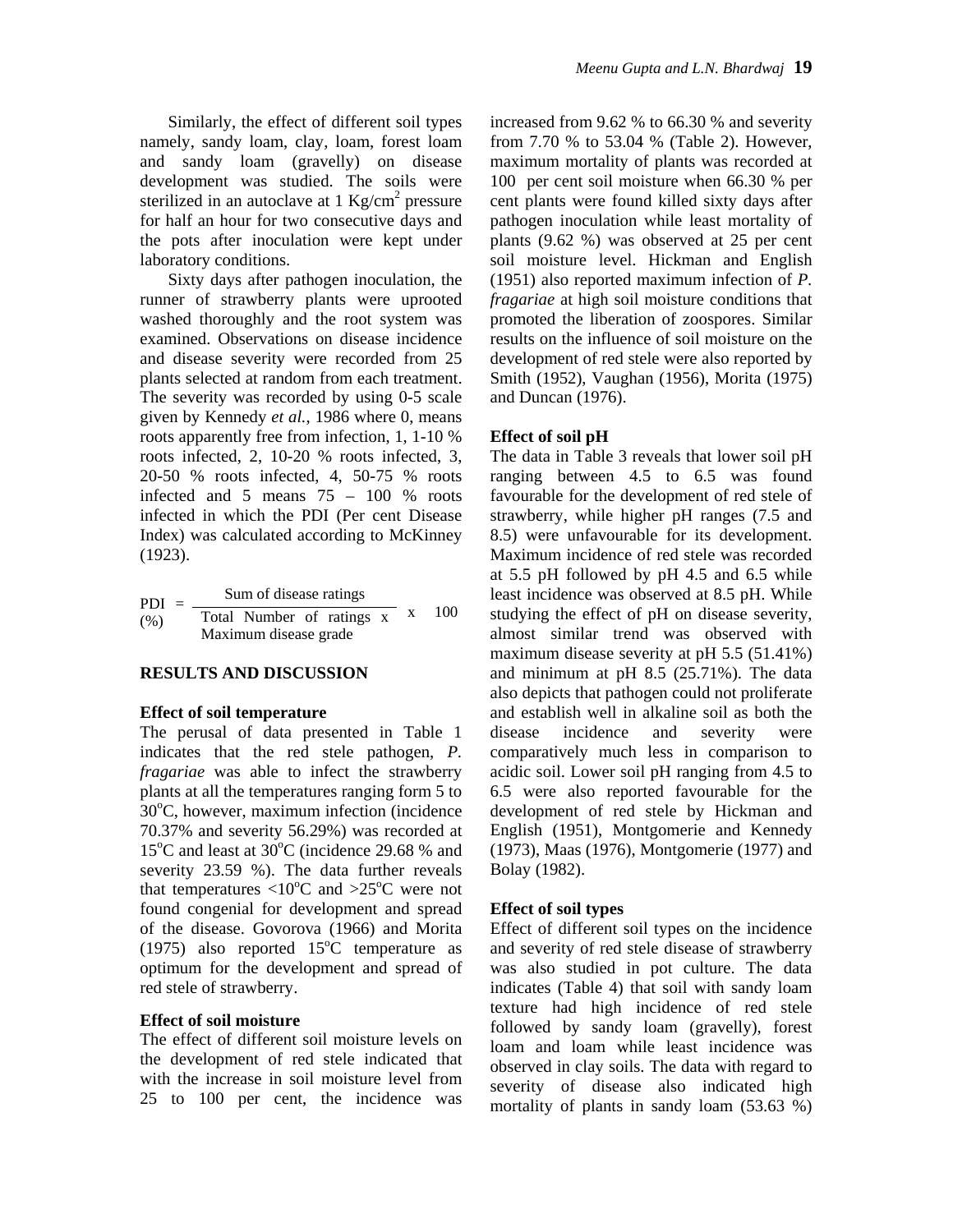Similarly, the effect of different soil types namely, sandy loam, clay, loam, forest loam and sandy loam (gravelly) on disease development was studied. The soils were sterilized in an autoclave at 1 $Kg/cm^2$ pressure for half an hour for two consecutive days and the pots after inoculation were kept under laboratory conditions.

Sixty days after pathogen inoculation, the runner of strawberry plants were uprooted washed thoroughly and the root system was examined. Observations on disease incidence and disease severity were recorded from 25 plants selected at random from each treatment. The severity was recorded by using 0-5 scale given by Kennedy *et al.*, 1986 where 0, means roots apparently free from infection, 1, 1-10 % roots infected, 2, 10-20 % roots infected, 3, 20-50 % roots infected, 4, 50-75 % roots infected and 5 means 75 – 100 % roots infected in which the PDI (Per cent Disease Index) was calculated according to McKinney (1923).

$$\text{PDI (\%)} = \frac{\text{Sum of disease ratings}}{\text{Total Number of ratings} \times \text{Maximum disease grade}} \times 100$$

## RESULTS AND DISCUSSION

### Effect of soil temperature

The perusal of data presented in Table 1 indicates that the red stele pathogen, *P. fragariae* was able to infect the strawberry plants at all the temperatures ranging form 5 to 30°C, however, maximum infection (incidence 70.37% and severity 56.29%) was recorded at 15°C and least at 30°C (incidence 29.68 % and severity 23.59 %). The data further reveals that temperatures <10°C and >25°C were not found congenial for development and spread of the disease. Govorova (1966) and Morita (1975) also reported 15°C temperature as optimum for the development and spread of red stele of strawberry.

### Effect of soil moisture

The effect of different soil moisture levels on the development of red stele indicated that with the increase in soil moisture level from 25 to 100 per cent, the incidence was increased from 9.62 % to 66.30 % and severity from 7.70 % to 53.04 % (Table 2). However, maximum mortality of plants was recorded at 100 per cent soil moisture when 66.30 % per cent plants were found killed sixty days after pathogen inoculation while least mortality of plants (9.62 %) was observed at 25 per cent soil moisture level. Hickman and English (1951) also reported maximum infection of *P. fragariae* at high soil moisture conditions that promoted the liberation of zoospores. Similar results on the influence of soil moisture on the development of red stele were also reported by Smith (1952), Vaughan (1956), Morita (1975) and Duncan (1976).

### Effect of soil pH

The data in Table 3 reveals that lower soil pH ranging between 4.5 to 6.5 was found favourable for the development of red stele of strawberry, while higher pH ranges (7.5 and 8.5) were unfavourable for its development. Maximum incidence of red stele was recorded at 5.5 pH followed by pH 4.5 and 6.5 while least incidence was observed at 8.5 pH. While studying the effect of pH on disease severity, almost similar trend was observed with maximum disease severity at pH 5.5 (51.41%) and minimum at pH 8.5 (25.71%). The data also depicts that pathogen could not proliferate and establish well in alkaline soil as both the disease incidence and severity were comparatively much less in comparison to acidic soil. Lower soil pH ranging from 4.5 to 6.5 were also reported favourable for the development of red stele by Hickman and English (1951), Montgomerie and Kennedy (1973), Maas (1976), Montgomerie (1977) and Bolay (1982).

### Effect of soil types

Effect of different soil types on the incidence and severity of red stele disease of strawberry was also studied in pot culture. The data indicates (Table 4) that soil with sandy loam texture had high incidence of red stele followed by sandy loam (gravelly), forest loam and loam while least incidence was observed in clay soils. The data with regard to severity of disease also indicated high mortality of plants in sandy loam (53.63 %)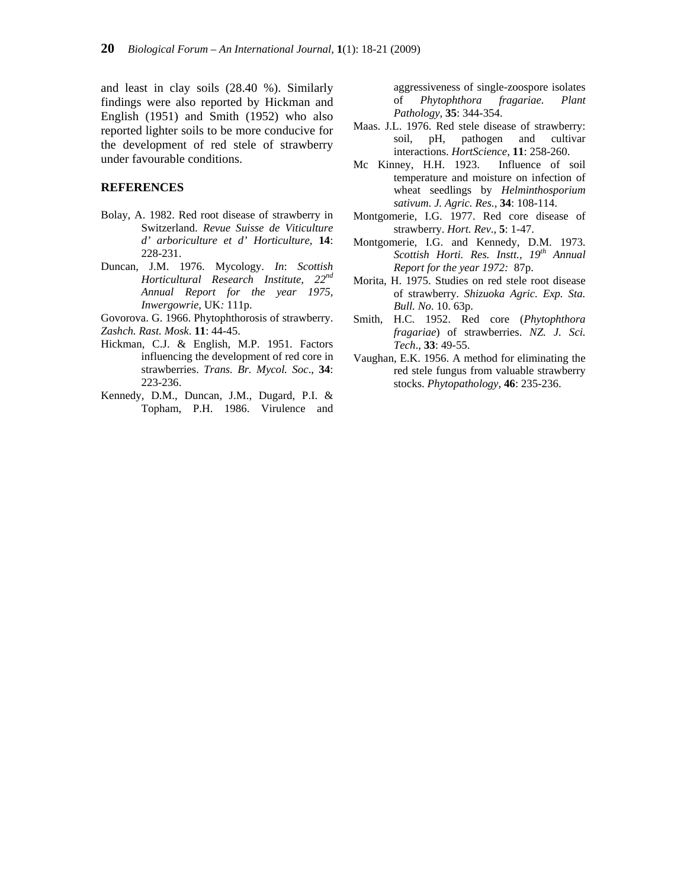and least in clay soils (28.40 %). Similarly findings were also reported by Hickman and English (1951) and Smith (1952) who also reported lighter soils to be more conducive for the development of red stele of strawberry under favourable conditions.

## REFERENCES

Bolay, A. 1982. Red root disease of strawberry in Switzerland. *Revue Suisse de Viticulture d' arboriculture et d' Horticulture,* **14**: 228-231.

Duncan, J.M. 1976. Mycology. *In*: *Scottish Horticultural Research Institute, 22nd Annual Report for the year 1975, Inwergowrie,* UK*:* 111p.

Govorova. G. 1966. Phytophthorosis of strawberry. *Zashch. Rast. Mosk*. **11**: 44-45.

Hickman, C.J. & English, M.P. 1951. Factors influencing the development of red core in strawberries. *Trans. Br. Mycol. Soc*., **34**: 223-236.

Kennedy, D.M., Duncan, J.M., Dugard, P.I. & Topham, P.H. 1986. Virulence and aggressiveness of single-zoospore isolates of *Phytophthora fragariae. Plant Pathology,* **35**: 344-354.

Maas. J.L. 1976. Red stele disease of strawberry: soil, pH, pathogen and cultivar interactions. *HortScience,* **11**: 258-260.

Mc Kinney, H.H. 1923. Influence of soil temperature and moisture on infection of wheat seedlings by *Helminthosporium sativum*. *J. Agric. Res.,* **34**: 108-114.

Montgomerie, I.G. 1977. Red core disease of strawberry. *Hort. Rev.,* **5**: 1-47.

Montgomerie, I.G. and Kennedy, D.M. 1973. *Scottish Horti. Res. Instt., 19th Annual Report for the year 1972:* 87p.

Morita, H. 1975. Studies on red stele root disease of strawberry. *Shizuoka Agric. Exp. Sta. Bull. No*. 10. 63p.

Smith, H.C. 1952. Red core (*Phytophthora fragariae*) of strawberries. *NZ. J. Sci. Tech*., **33**: 49-55.

Vaughan, E.K. 1956. A method for eliminating the red stele fungus from valuable strawberry stocks. *Phytopathology,* **46**: 235-236.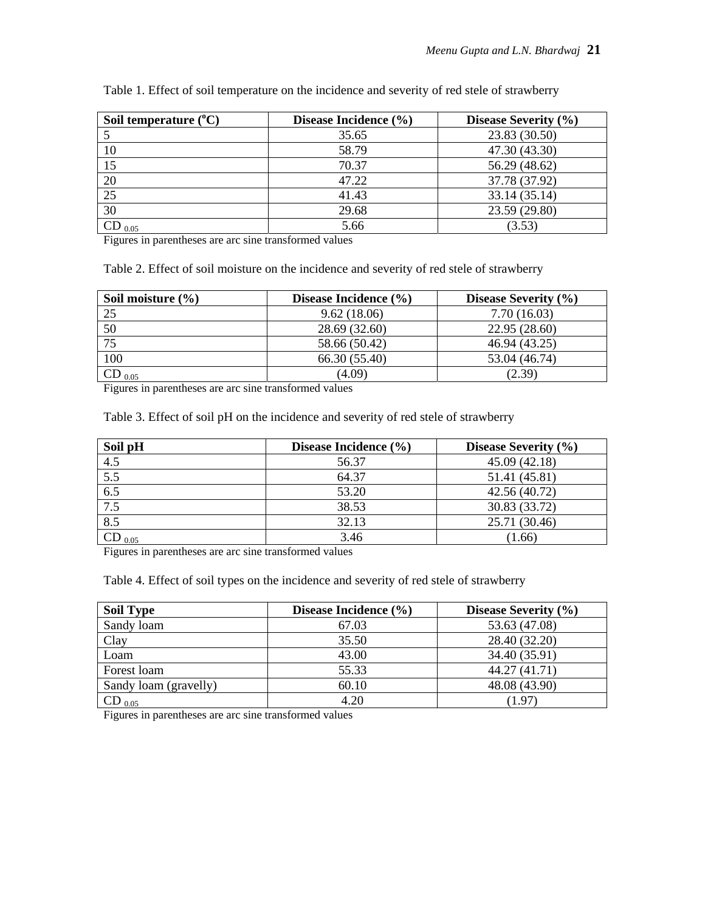Table 1. Effect of soil temperature on the incidence and severity of red stele of strawberry

| Soil temperature (°C) | Disease Incidence (%) | Disease Severity (%) |
|---|---|---|
| 5 | 35.65 | 23.83 (30.50) |
| 10 | 58.79 | 47.30 (43.30) |
| 15 | 70.37 | 56.29 (48.62) |
| 20 | 47.22 | 37.78 (37.92) |
| 25 | 41.43 | 33.14 (35.14) |
| 30 | 29.68 | 23.59 (29.80) |
| $CD_{0.05}$ | 5.66 | (3.53) |

Figures in parentheses are arc sine transformed values

Table 2. Effect of soil moisture on the incidence and severity of red stele of strawberry

| Soil moisture (%) | Disease Incidence (%) | Disease Severity (%) |
|---|---|---|
| 25 | 9.62 (18.06) | 7.70 (16.03) |
| 50 | 28.69 (32.60) | 22.95 (28.60) |
| 75 | 58.66 (50.42) | 46.94 (43.25) |
| 100 | 66.30 (55.40) | 53.04 (46.74) |
| $CD_{0.05}$ | (4.09) | (2.39) |

Figures in parentheses are arc sine transformed values

Table 3. Effect of soil pH on the incidence and severity of red stele of strawberry

| Soil pH | Disease Incidence (%) | Disease Severity (%) |
|---|---|---|
| 4.5 | 56.37 | 45.09 (42.18) |
| 5.5 | 64.37 | 51.41 (45.81) |
| 6.5 | 53.20 | 42.56 (40.72) |
| 7.5 | 38.53 | 30.83 (33.72) |
| 8.5 | 32.13 | 25.71 (30.46) |
| $CD_{0.05}$ | 3.46 | (1.66) |

Figures in parentheses are arc sine transformed values

Table 4. Effect of soil types on the incidence and severity of red stele of strawberry

| Soil Type | Disease Incidence (%) | Disease Severity (%) |
|---|---|---|
| Sandy loam | 67.03 | 53.63 (47.08) |
| Clay | 35.50 | 28.40 (32.20) |
| Loam | 43.00 | 34.40 (35.91) |
| Forest loam | 55.33 | 44.27 (41.71) |
| Sandy loam (gravelly) | 60.10 | 48.08 (43.90) |
| $CD_{0.05}$ | 4.20 | (1.97) |

Figures in parentheses are arc sine transformed values